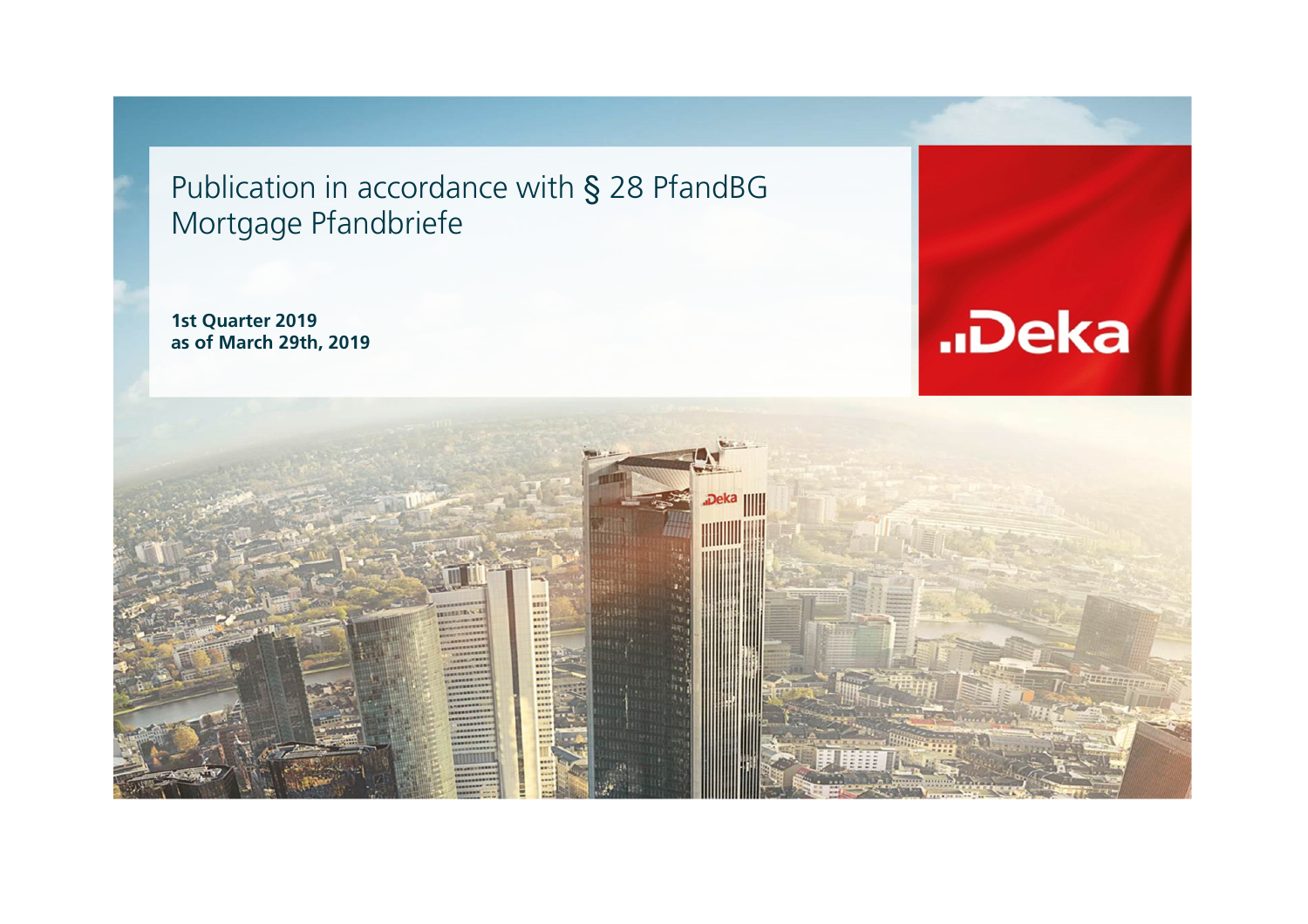# Publication in accordance with § 28 PfandBG
# Mortgage Pfandbriefe

**1st Quarter 2019**
**as of March 29th, 2019**

Deka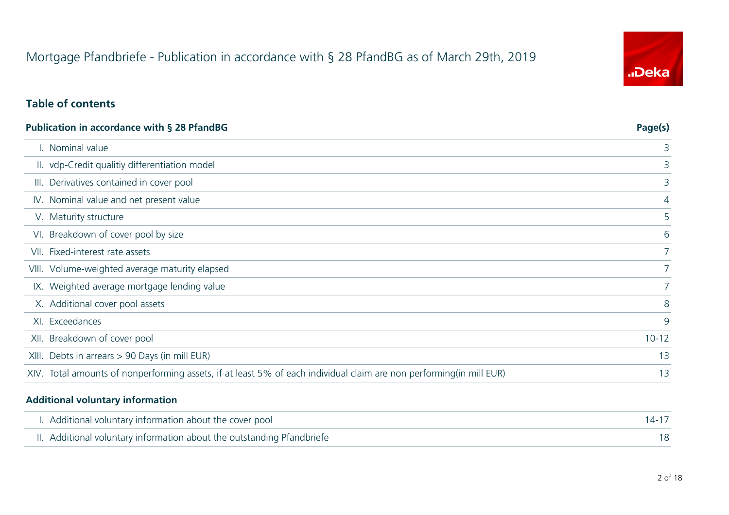# Mortgage Pfandbriefe - Publication in accordance with § 28 PfandBG as of March 29th, 2019

## Table of contents

| Publication in accordance with § 28 PfandBG | Page(s) |
|---|---|
| I. Nominal value | 3 |
| II. vdp-Credit qualitiy differentiation model | 3 |
| III. Derivatives contained in cover pool | 3 |
| IV. Nominal value and net present value | 4 |
| V. Maturity structure | 5 |
| VI. Breakdown of cover pool by size | 6 |
| VII. Fixed-interest rate assets | 7 |
| VIII. Volume-weighted average maturity elapsed | 7 |
| IX. Weighted average mortgage lending value | 7 |
| X. Additional cover pool assets | 8 |
| XI. Exceedances | 9 |
| XII. Breakdown of cover pool | 10-12 |
| XIII. Debts in arrears > 90 Days (in mill EUR) | 13 |
| XIV. Total amounts of nonperforming assets, if at least 5% of each individual claim are non performing(in mill EUR) | 13 |

| Additional voluntary information | |
|---|---|
| I. Additional voluntary information about the cover pool | 14-17 |
| II. Additional voluntary information about the outstanding Pfandbriefe | 18 |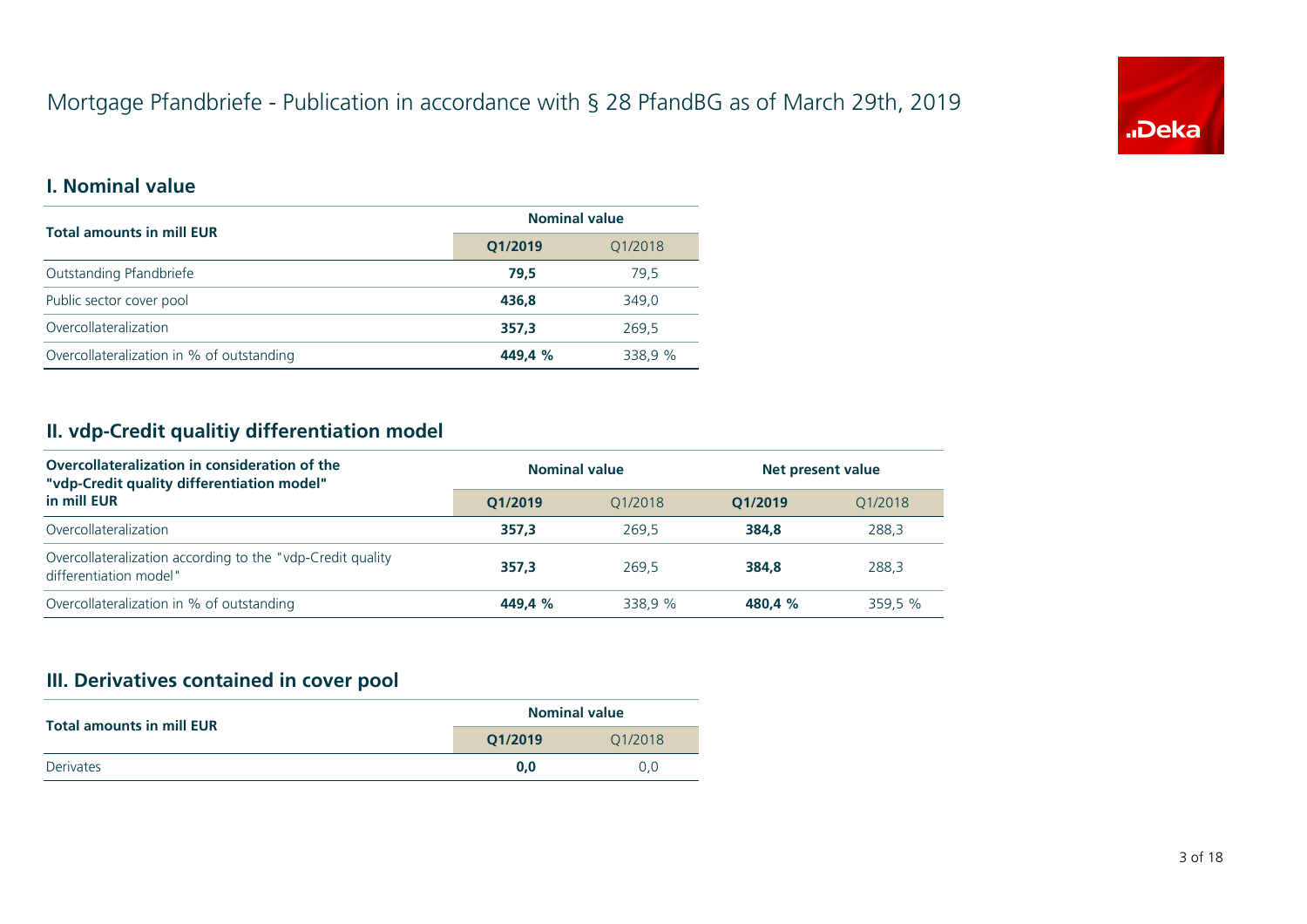# Mortgage Pfandbriefe - Publication in accordance with § 28 PfandBG as of March 29th, 2019

## I. Nominal value

| Total amounts in mill EUR | Nominal value | |
|---|---|---|
| | **Q1/2019** | Q1/2018 |
| Outstanding Pfandbriefe | **79,5** | 79,5 |
| Public sector cover pool | **436,8** | 349,0 |
| Overcollateralization | **357,3** | 269,5 |
| Overcollateralization in % of outstanding | **449,4 %** | 338,9 % |

## II. vdp-Credit qualitiy differentiation model

| Overcollateralization in consideration of the "vdp-Credit quality differentiation model" in mill EUR | Nominal value | | Net present value | |
|---|---|---|---|---|
| | **Q1/2019** | Q1/2018 | **Q1/2019** | Q1/2018 |
| Overcollateralization | **357,3** | 269,5 | **384,8** | 288,3 |
| Overcollateralization according to the "vdp-Credit quality differentiation model" | **357,3** | 269,5 | **384,8** | 288,3 |
| Overcollateralization in % of outstanding | **449,4 %** | 338,9 % | **480,4 %** | 359,5 % |

## III. Derivatives contained in cover pool

| Total amounts in mill EUR | Nominal value | |
|---|---|---|
| | **Q1/2019** | Q1/2018 |
| Derivates | **0,0** | 0,0 |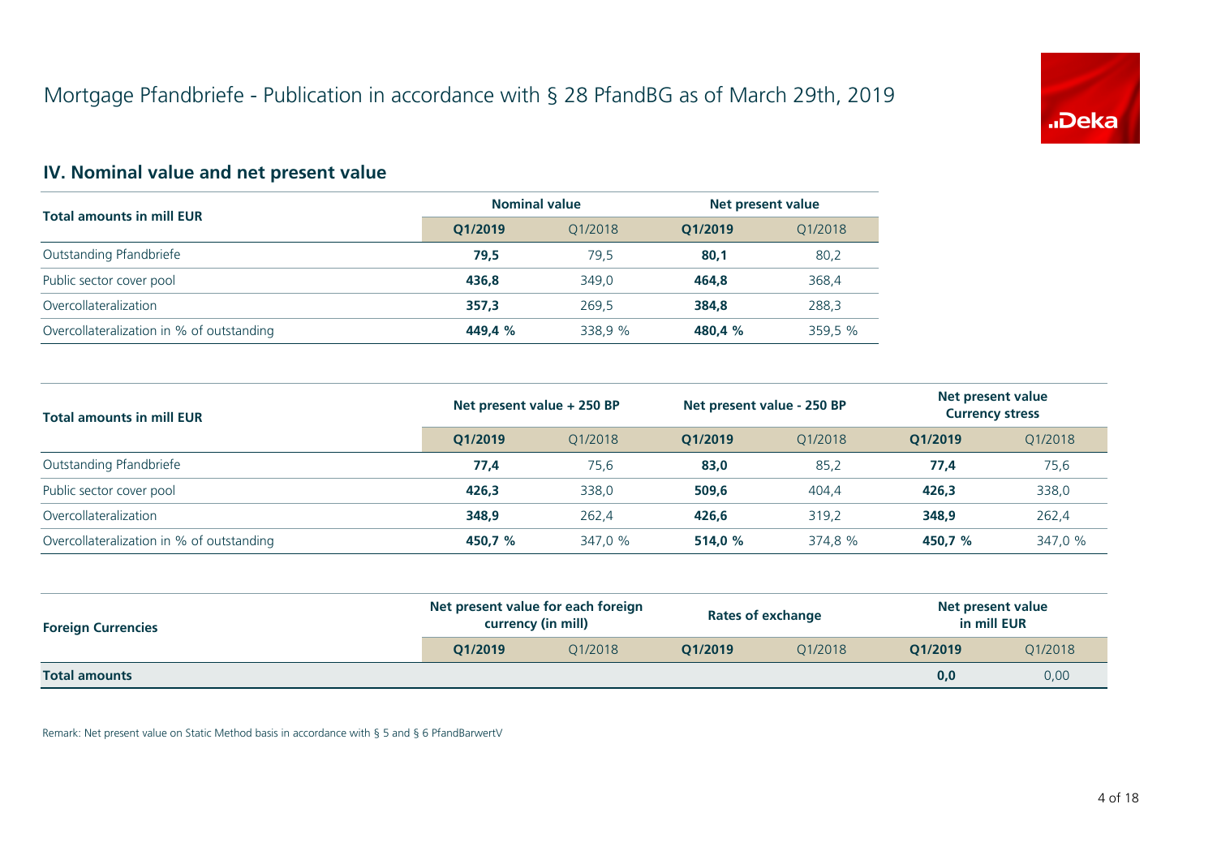# Mortgage Pfandbriefe - Publication in accordance with § 28 PfandBG as of March 29th, 2019

## IV. Nominal value and net present value

| Total amounts in mill EUR | Nominal value | | Net present value | |
|---|---|---|---|---|
| | **Q1/2019** | Q1/2018 | **Q1/2019** | Q1/2018 |
| Outstanding Pfandbriefe | **79,5** | 79,5 | **80,1** | 80,2 |
| Public sector cover pool | **436,8** | 349,0 | **464,8** | 368,4 |
| Overcollateralization | **357,3** | 269,5 | **384,8** | 288,3 |
| Overcollateralization in % of outstanding | **449,4 %** | 338,9 % | **480,4 %** | 359,5 % |

| Total amounts in mill EUR | Net present value + 250 BP | | Net present value - 250 BP | | Net present value Currency stress | |
|---|---|---|---|---|---|---|
| | **Q1/2019** | Q1/2018 | **Q1/2019** | Q1/2018 | **Q1/2019** | Q1/2018 |
| Outstanding Pfandbriefe | **77,4** | 75,6 | **83,0** | 85,2 | **77,4** | 75,6 |
| Public sector cover pool | **426,3** | 338,0 | **509,6** | 404,4 | **426,3** | 338,0 |
| Overcollateralization | **348,9** | 262,4 | **426,6** | 319,2 | **348,9** | 262,4 |
| Overcollateralization in % of outstanding | **450,7 %** | 347,0 % | **514,0 %** | 374,8 % | **450,7 %** | 347,0 % |

| Foreign Currencies | Net present value for each foreign currency (in mill) | | Rates of exchange | | Net present value in mill EUR | |
|---|---|---|---|---|---|---|
| | **Q1/2019** | Q1/2018 | **Q1/2019** | Q1/2018 | **Q1/2019** | Q1/2018 |
| **Total amounts** | | | | | **0,0** | 0,00 |

Remark: Net present value on Static Method basis in accordance with § 5 and § 6 PfandBarwertV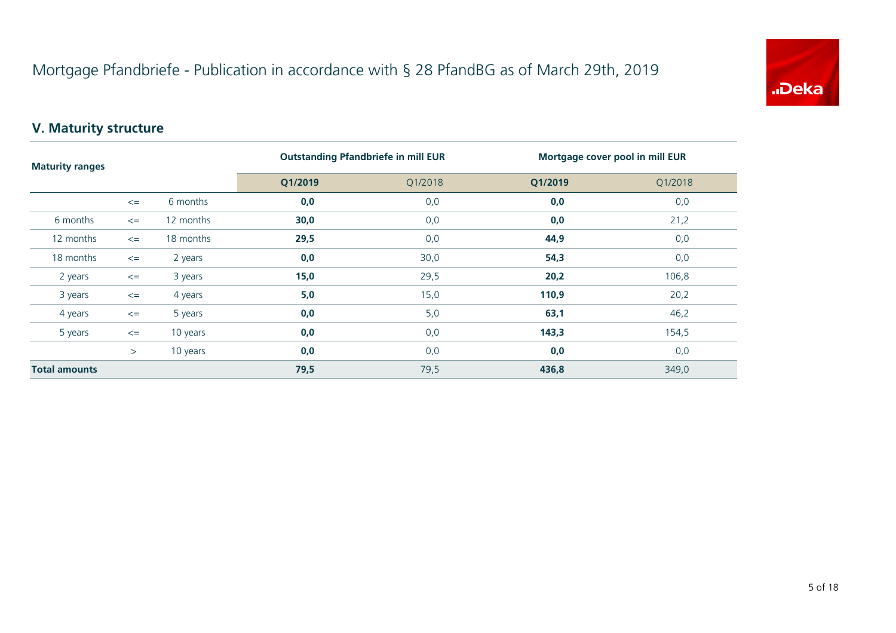# Mortgage Pfandbriefe - Publication in accordance with § 28 PfandBG as of March 29th, 2019

## V. Maturity structure

| Maturity ranges | | | Outstanding Pfandbriefe in mill EUR | | Mortgage cover pool in mill EUR | |
|---|---|---|---|---|---|---|
| | | | **Q1/2019** | Q1/2018 | **Q1/2019** | Q1/2018 |
| | <= | 6 months | **0,0** | 0,0 | **0,0** | 0,0 |
| 6 months | <= | 12 months | **30,0** | 0,0 | **0,0** | 21,2 |
| 12 months | <= | 18 months | **29,5** | 0,0 | **44,9** | 0,0 |
| 18 months | <= | 2 years | **0,0** | 30,0 | **54,3** | 0,0 |
| 2 years | <= | 3 years | **15,0** | 29,5 | **20,2** | 106,8 |
| 3 years | <= | 4 years | **5,0** | 15,0 | **110,9** | 20,2 |
| 4 years | <= | 5 years | **0,0** | 5,0 | **63,1** | 46,2 |
| 5 years | <= | 10 years | **0,0** | 0,0 | **143,3** | 154,5 |
| | > | 10 years | **0,0** | 0,0 | **0,0** | 0,0 |
| **Total amounts** | | | **79,5** | 79,5 | **436,8** | 349,0 |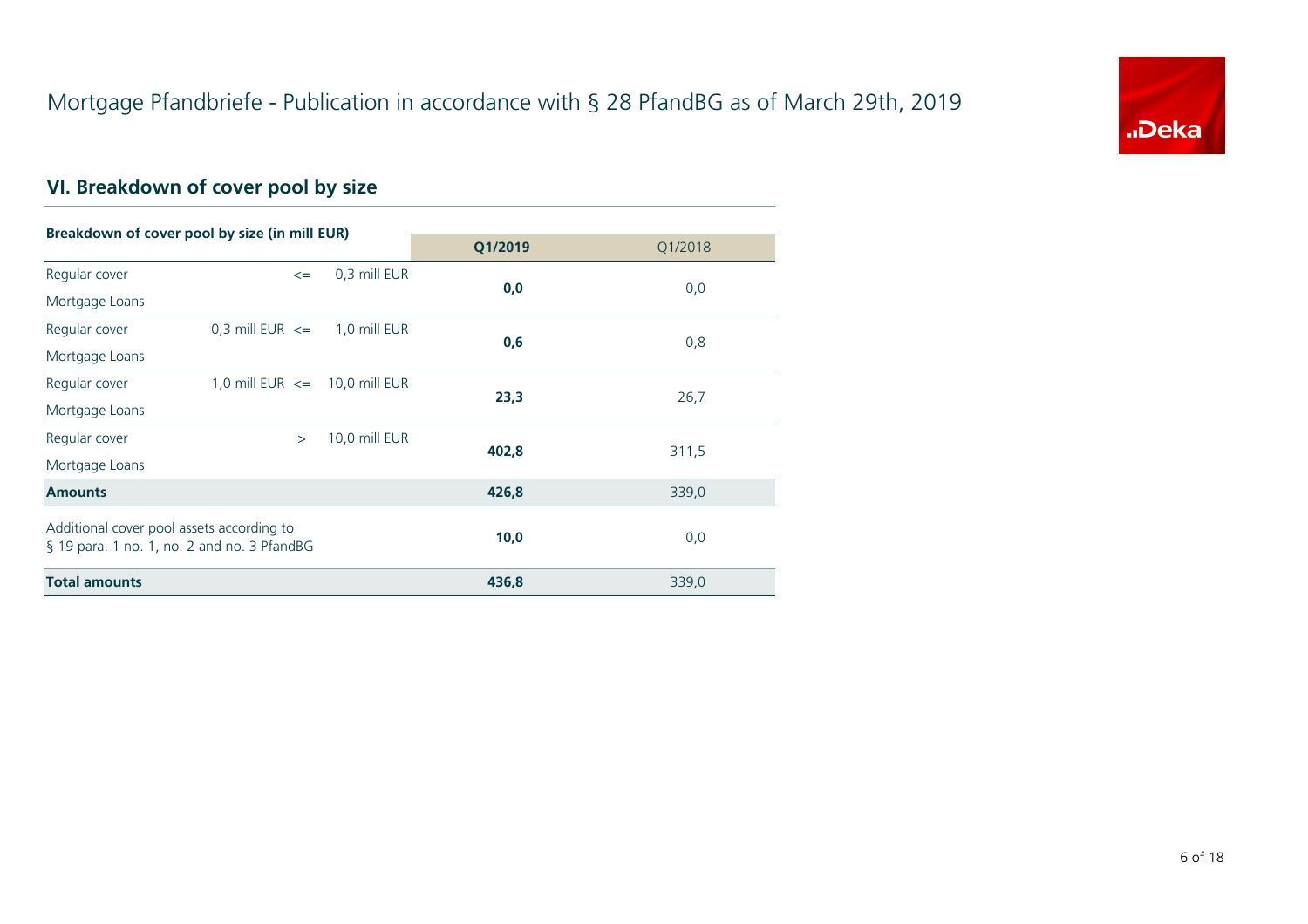# Mortgage Pfandbriefe - Publication in accordance with § 28 PfandBG as of March 29th, 2019

## VI. Breakdown of cover pool by size

| Breakdown of cover pool by size (in mill EUR) | | | Q1/2019 | Q1/2018 |
|---|---|---|---|---|
| Regular cover Mortgage Loans | <= | 0,3 mill EUR | **0,0** | 0,0 |
| Regular cover Mortgage Loans | 0,3 mill EUR <= | 1,0 mill EUR | **0,6** | 0,8 |
| Regular cover Mortgage Loans | 1,0 mill EUR <= | 10,0 mill EUR | **23,3** | 26,7 |
| Regular cover Mortgage Loans | > | 10,0 mill EUR | **402,8** | 311,5 |
| **Amounts** | | | **426,8** | 339,0 |
| Additional cover pool assets according to § 19 para. 1 no. 1, no. 2 and no. 3 PfandBG | | | **10,0** | 0,0 |
| **Total amounts** | | | **436,8** | 339,0 |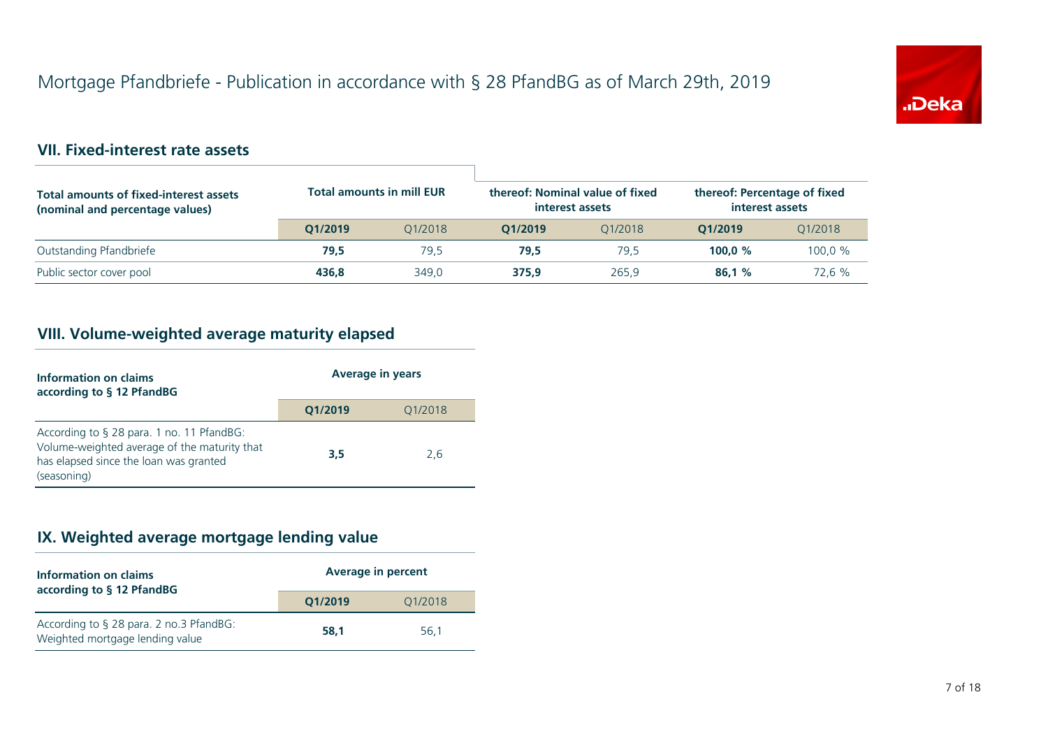# Mortgage Pfandbriefe - Publication in accordance with § 28 PfandBG as of March 29th, 2019

## VII. Fixed-interest rate assets

| Total amounts of fixed-interest assets (nominal and percentage values) | Total amounts in mill EUR | | thereof: Nominal value of fixed interest assets | | thereof: Percentage of fixed interest assets | |
|---|---|---|---|---|---|---|
| | **Q1/2019** | Q1/2018 | **Q1/2019** | Q1/2018 | **Q1/2019** | Q1/2018 |
| Outstanding Pfandbriefe | **79,5** | 79,5 | **79,5** | 79,5 | **100,0 %** | 100,0 % |
| Public sector cover pool | **436,8** | 349,0 | **375,9** | 265,9 | **86,1 %** | 72,6 % |

## VIII. Volume-weighted average maturity elapsed

| Information on claims according to § 12 PfandBG | Average in years | |
|---|---|---|
| | **Q1/2019** | Q1/2018 |
| According to § 28 para. 1 no. 11 PfandBG: Volume-weighted average of the maturity that has elapsed since the loan was granted (seasoning) | **3,5** | 2,6 |

## IX. Weighted average mortgage lending value

| Information on claims according to § 12 PfandBG | Average in percent | |
|---|---|---|
| | **Q1/2019** | Q1/2018 |
| According to § 28 para. 2 no.3 PfandBG: Weighted mortgage lending value | **58,1** | 56,1 |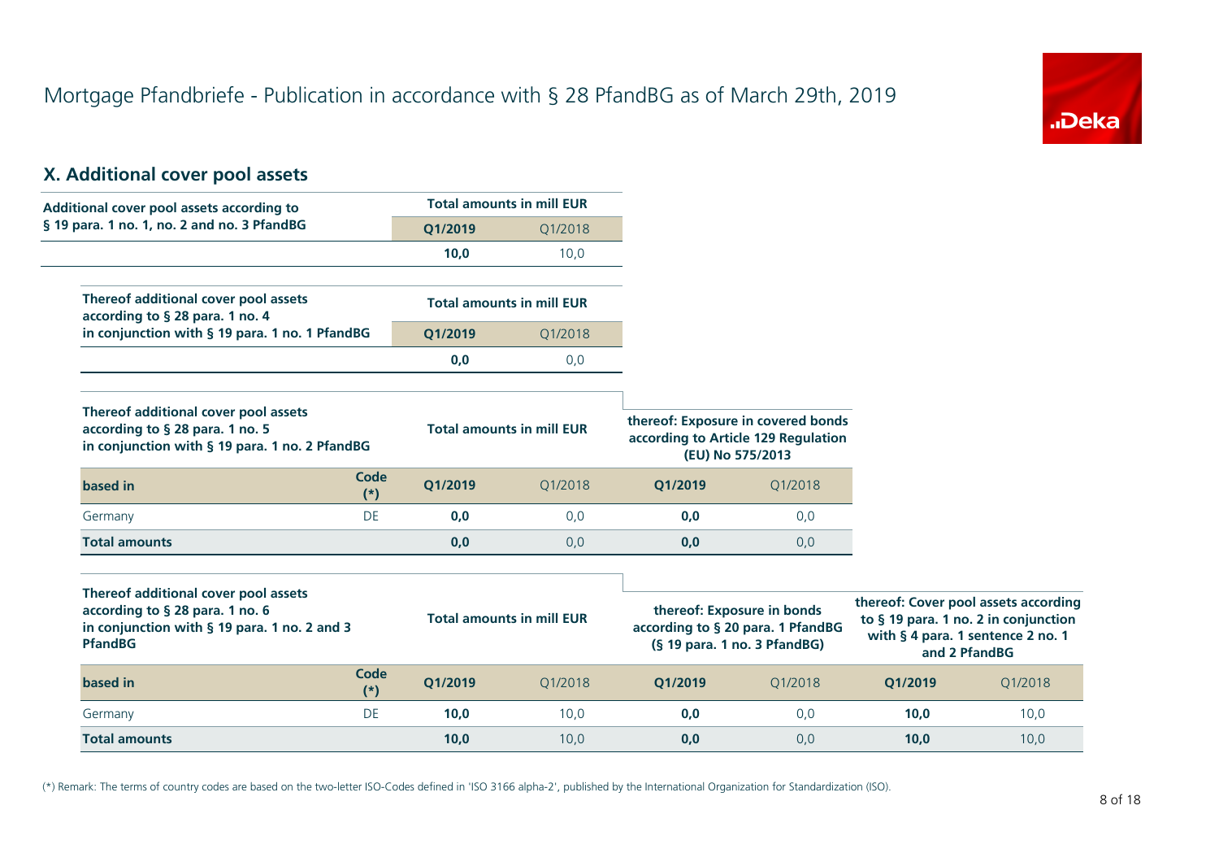# Mortgage Pfandbriefe - Publication in accordance with § 28 PfandBG as of March 29th, 2019

## X. Additional cover pool assets

| Additional cover pool assets according to § 19 para. 1 no. 1, no. 2 and no. 3 PfandBG | Total amounts in mill EUR | |
|---|---|---|
| | **Q1/2019** | Q1/2018 |
| | **10,0** | 10,0 |

| Thereof additional cover pool assets according to § 28 para. 1 no. 4 in conjunction with § 19 para. 1 no. 1 PfandBG | Total amounts in mill EUR | |
|---|---|---|
| | **Q1/2019** | Q1/2018 |
| | **0,0** | 0,0 |

| Thereof additional cover pool assets according to § 28 para. 1 no. 5 in conjunction with § 19 para. 1 no. 2 PfandBG | | Total amounts in mill EUR | | thereof: Exposure in covered bonds according to Article 129 Regulation (EU) No 575/2013 | |
|---|---|---|---|---|---|
| **based in** | **Code (*)** | **Q1/2019** | Q1/2018 | **Q1/2019** | Q1/2018 |
| Germany | DE | **0,0** | 0,0 | **0,0** | 0,0 |
| **Total amounts** | | **0,0** | 0,0 | **0,0** | 0,0 |

| Thereof additional cover pool assets according to § 28 para. 1 no. 6 in conjunction with § 19 para. 1 no. 2 and 3 PfandBG | | Total amounts in mill EUR | | thereof: Exposure in bonds according to § 20 para. 1 PfandBG (§ 19 para. 1 no. 3 PfandBG) | | thereof: Cover pool assets according to § 19 para. 1 no. 2 in conjunction with § 4 para. 1 sentence 2 no. 1 and 2 PfandBG | |
|---|---|---|---|---|---|---|---|
| **based in** | **Code (*)** | **Q1/2019** | Q1/2018 | **Q1/2019** | Q1/2018 | **Q1/2019** | Q1/2018 |
| Germany | DE | **10,0** | 10,0 | **0,0** | 0,0 | **10,0** | 10,0 |
| **Total amounts** | | **10,0** | 10,0 | **0,0** | 0,0 | **10,0** | 10,0 |

(*) Remark: The terms of country codes are based on the two-letter ISO-Codes defined in 'ISO 3166 alpha-2', published by the International Organization for Standardization (ISO).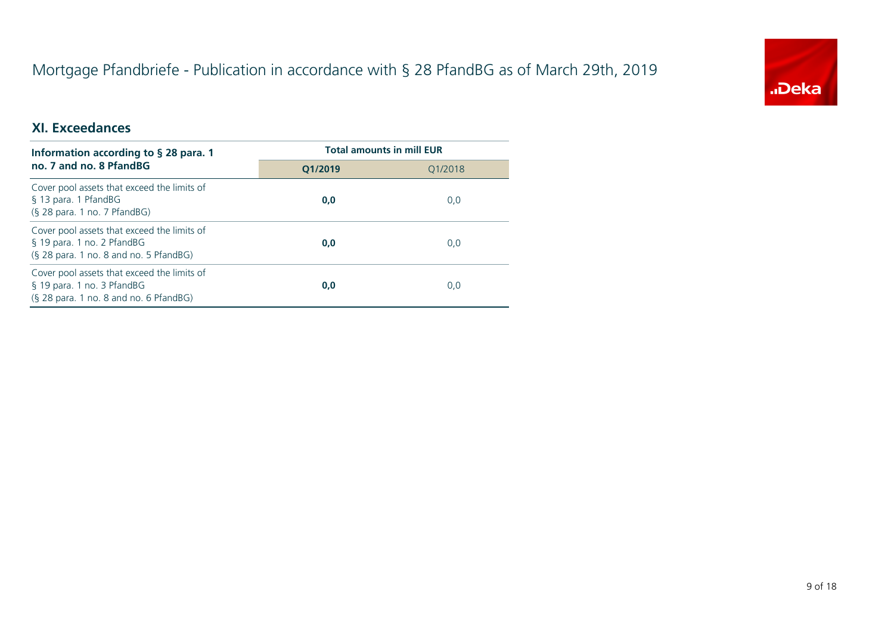# Mortgage Pfandbriefe - Publication in accordance with § 28 PfandBG as of March 29th, 2019

## XI. Exceedances

| Information according to § 28 para. 1 no. 7 and no. 8 PfandBG | Total amounts in mill EUR | |
|---|---|---|
| | **Q1/2019** | Q1/2018 |
| Cover pool assets that exceed the limits of § 13 para. 1 PfandBG (§ 28 para. 1 no. 7 PfandBG) | **0,0** | 0,0 |
| Cover pool assets that exceed the limits of § 19 para. 1 no. 2 PfandBG (§ 28 para. 1 no. 8 and no. 5 PfandBG) | **0,0** | 0,0 |
| Cover pool assets that exceed the limits of § 19 para. 1 no. 3 PfandBG (§ 28 para. 1 no. 8 and no. 6 PfandBG) | **0,0** | 0,0 |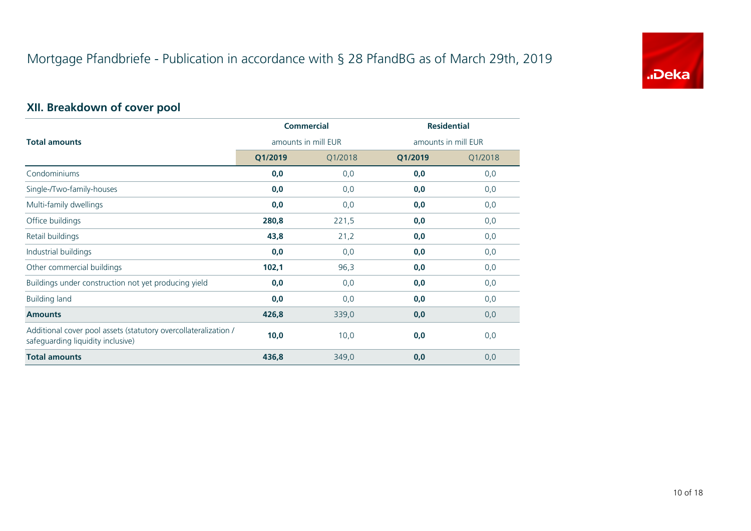# Mortgage Pfandbriefe - Publication in accordance with § 28 PfandBG as of March 29th, 2019

## XII. Breakdown of cover pool

| Total amounts | Commercial amounts in mill EUR | | Residential amounts in mill EUR | |
|---|---|---|---|---|
| | **Q1/2019** | Q1/2018 | **Q1/2019** | Q1/2018 |
| Condominiums | **0,0** | 0,0 | **0,0** | 0,0 |
| Single-/Two-family-houses | **0,0** | 0,0 | **0,0** | 0,0 |
| Multi-family dwellings | **0,0** | 0,0 | **0,0** | 0,0 |
| Office buildings | **280,8** | 221,5 | **0,0** | 0,0 |
| Retail buildings | **43,8** | 21,2 | **0,0** | 0,0 |
| Industrial buildings | **0,0** | 0,0 | **0,0** | 0,0 |
| Other commercial buildings | **102,1** | 96,3 | **0,0** | 0,0 |
| Buildings under construction not yet producing yield | **0,0** | 0,0 | **0,0** | 0,0 |
| Building land | **0,0** | 0,0 | **0,0** | 0,0 |
| **Amounts** | **426,8** | 339,0 | **0,0** | 0,0 |
| Additional cover pool assets (statutory overcollateralization / safeguarding liquidity inclusive) | **10,0** | 10,0 | **0,0** | 0,0 |
| **Total amounts** | **436,8** | 349,0 | **0,0** | 0,0 |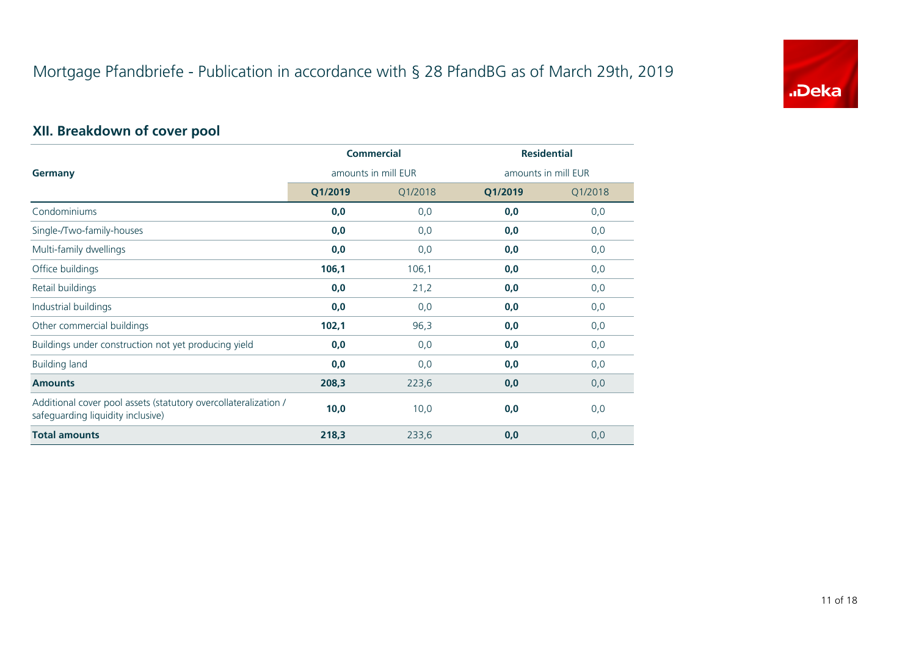# Mortgage Pfandbriefe - Publication in accordance with § 28 PfandBG as of March 29th, 2019

## XII. Breakdown of cover pool

| Germany | Commercial amounts in mill EUR | | Residential amounts in mill EUR | |
|---|---|---|---|---|
| | **Q1/2019** | Q1/2018 | **Q1/2019** | Q1/2018 |
| Condominiums | **0,0** | 0,0 | **0,0** | 0,0 |
| Single-/Two-family-houses | **0,0** | 0,0 | **0,0** | 0,0 |
| Multi-family dwellings | **0,0** | 0,0 | **0,0** | 0,0 |
| Office buildings | **106,1** | 106,1 | **0,0** | 0,0 |
| Retail buildings | **0,0** | 21,2 | **0,0** | 0,0 |
| Industrial buildings | **0,0** | 0,0 | **0,0** | 0,0 |
| Other commercial buildings | **102,1** | 96,3 | **0,0** | 0,0 |
| Buildings under construction not yet producing yield | **0,0** | 0,0 | **0,0** | 0,0 |
| Building land | **0,0** | 0,0 | **0,0** | 0,0 |
| **Amounts** | **208,3** | 223,6 | **0,0** | 0,0 |
| Additional cover pool assets (statutory overcollateralization / safeguarding liquidity inclusive) | **10,0** | 10,0 | **0,0** | 0,0 |
| **Total amounts** | **218,3** | 233,6 | **0,0** | 0,0 |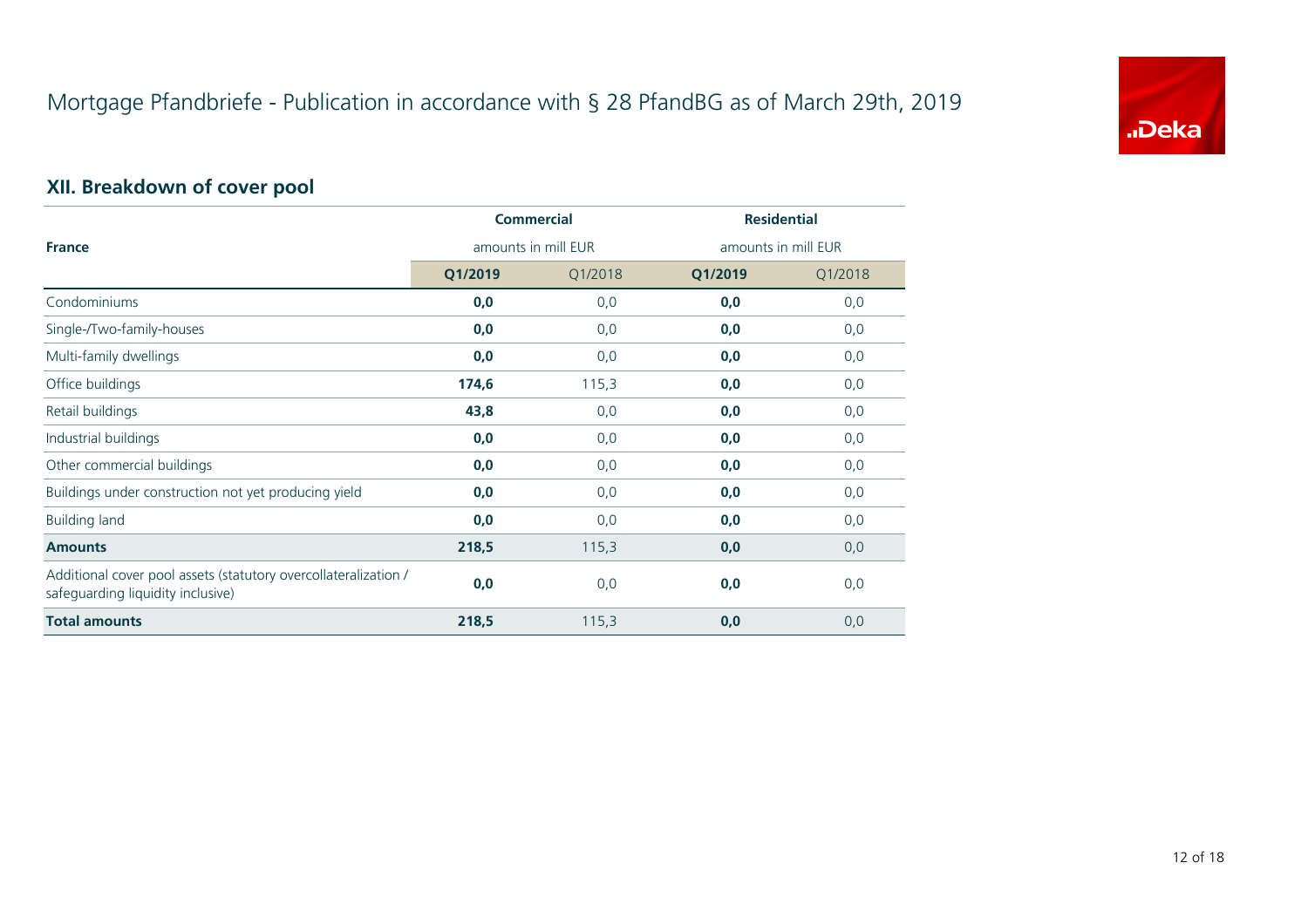# Mortgage Pfandbriefe - Publication in accordance with § 28 PfandBG as of March 29th, 2019

## XII. Breakdown of cover pool

| France | Commercial amounts in mill EUR | | Residential amounts in mill EUR | |
|---|---|---|---|---|
| | **Q1/2019** | Q1/2018 | **Q1/2019** | Q1/2018 |
| Condominiums | **0,0** | 0,0 | **0,0** | 0,0 |
| Single-/Two-family-houses | **0,0** | 0,0 | **0,0** | 0,0 |
| Multi-family dwellings | **0,0** | 0,0 | **0,0** | 0,0 |
| Office buildings | **174,6** | 115,3 | **0,0** | 0,0 |
| Retail buildings | **43,8** | 0,0 | **0,0** | 0,0 |
| Industrial buildings | **0,0** | 0,0 | **0,0** | 0,0 |
| Other commercial buildings | **0,0** | 0,0 | **0,0** | 0,0 |
| Buildings under construction not yet producing yield | **0,0** | 0,0 | **0,0** | 0,0 |
| Building land | **0,0** | 0,0 | **0,0** | 0,0 |
| **Amounts** | **218,5** | 115,3 | **0,0** | 0,0 |
| Additional cover pool assets (statutory overcollateralization / safeguarding liquidity inclusive) | **0,0** | 0,0 | **0,0** | 0,0 |
| **Total amounts** | **218,5** | 115,3 | **0,0** | 0,0 |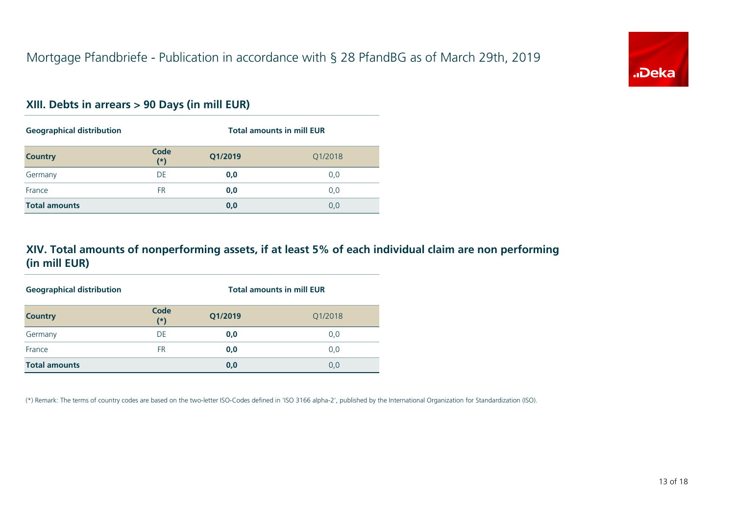# Mortgage Pfandbriefe - Publication in accordance with § 28 PfandBG as of March 29th, 2019

## XIII. Debts in arrears > 90 Days (in mill EUR)

| Geographical distribution | | Total amounts in mill EUR | |
|---|---|---|---|
| **Country** | **Code (*)** | **Q1/2019** | Q1/2018 |
| Germany | DE | **0,0** | 0,0 |
| France | FR | **0,0** | 0,0 |
| **Total amounts** | | **0,0** | 0,0 |

## XIV. Total amounts of nonperforming assets, if at least 5% of each individual claim are non performing (in mill EUR)

| Geographical distribution | | Total amounts in mill EUR | |
|---|---|---|---|
| **Country** | **Code (*)** | **Q1/2019** | Q1/2018 |
| Germany | DE | **0,0** | 0,0 |
| France | FR | **0,0** | 0,0 |
| **Total amounts** | | **0,0** | 0,0 |

(*) Remark: The terms of country codes are based on the two-letter ISO-Codes defined in 'ISO 3166 alpha-2', published by the International Organization for Standardization (ISO).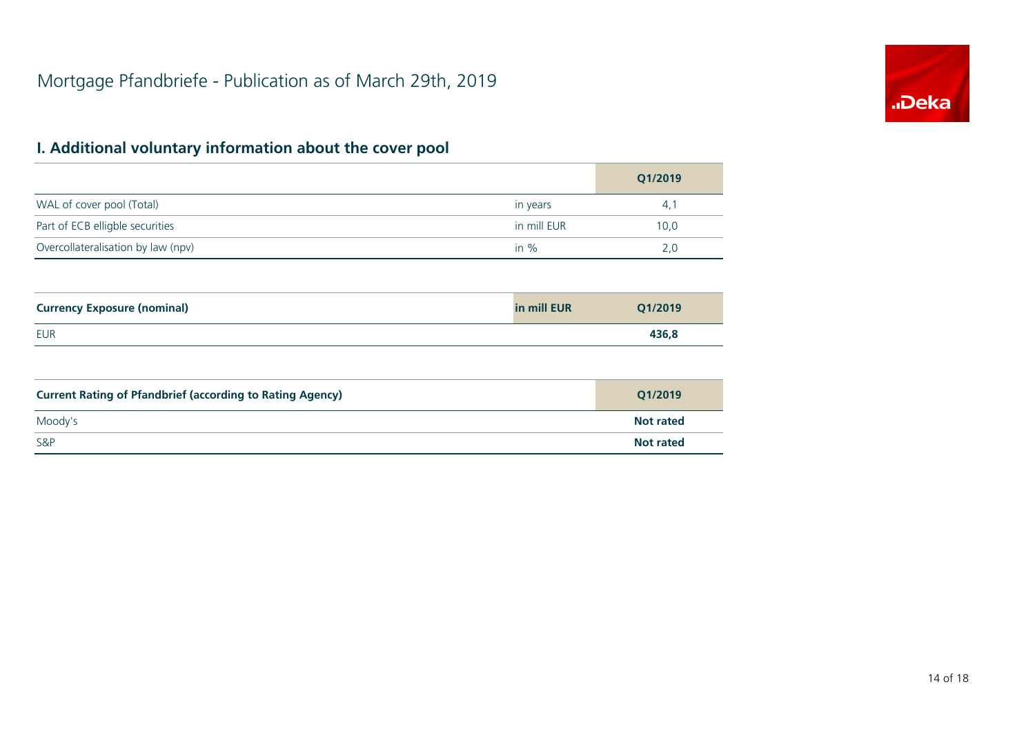# Mortgage Pfandbriefe - Publication as of March 29th, 2019

## I. Additional voluntary information about the cover pool

| | | Q1/2019 |
|---|---|---|
| WAL of cover pool (Total) | in years | 4,1 |
| Part of ECB elligble securities | in mill EUR | 10,0 |
| Overcollateralisation by law (npv) | in % | 2,0 |

| **Currency Exposure (nominal)** | **in mill EUR** | **Q1/2019** |
|---|---|---|
| EUR | | **436,8** |

| **Current Rating of Pfandbrief (according to Rating Agency)** | **Q1/2019** |
|---|---|
| Moody's | **Not rated** |
| S&P | **Not rated** |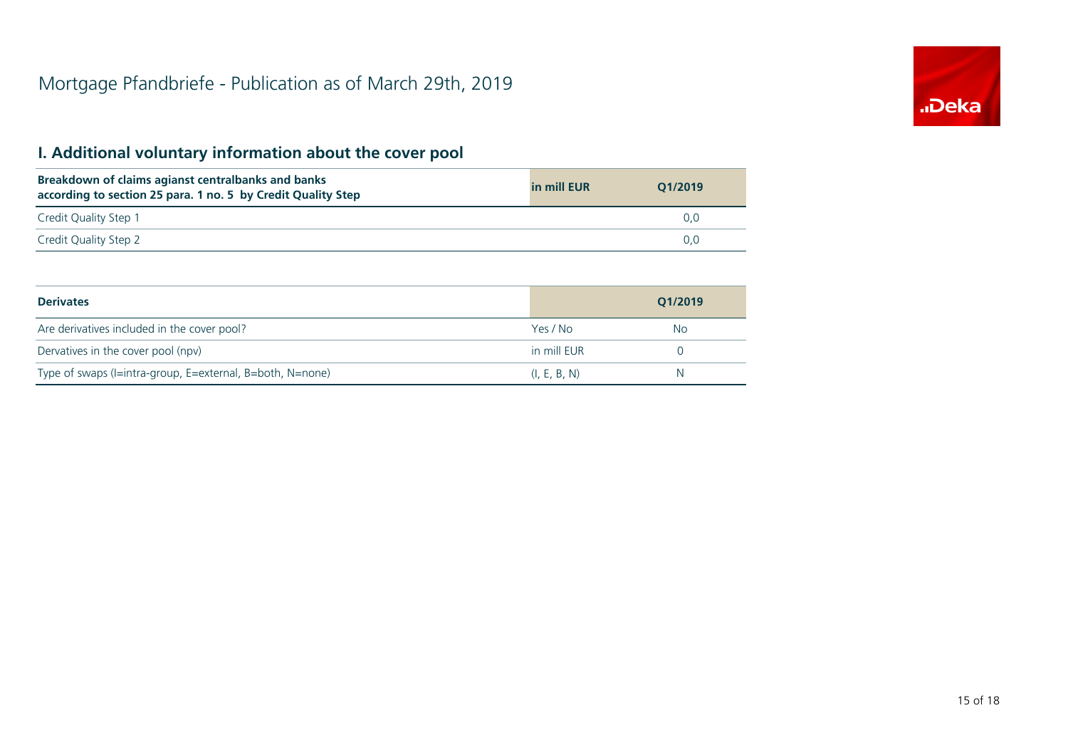# Mortgage Pfandbriefe - Publication as of March 29th, 2019

## I. Additional voluntary information about the cover pool

| **Breakdown of claims agianst centralbanks and banks according to section 25 para. 1 no. 5 by Credit Quality Step** | **in mill EUR** | **Q1/2019** |
|---|---|---|
| Credit Quality Step 1 | | 0,0 |
| Credit Quality Step 2 | | 0,0 |

| **Derivates** | | **Q1/2019** |
|---|---|---|
| Are derivatives included in the cover pool? | Yes / No | No |
| Dervatives in the cover pool (npv) | in mill EUR | 0 |
| Type of swaps (I=intra-group, E=external, B=both, N=none) | (I, E, B, N) | N |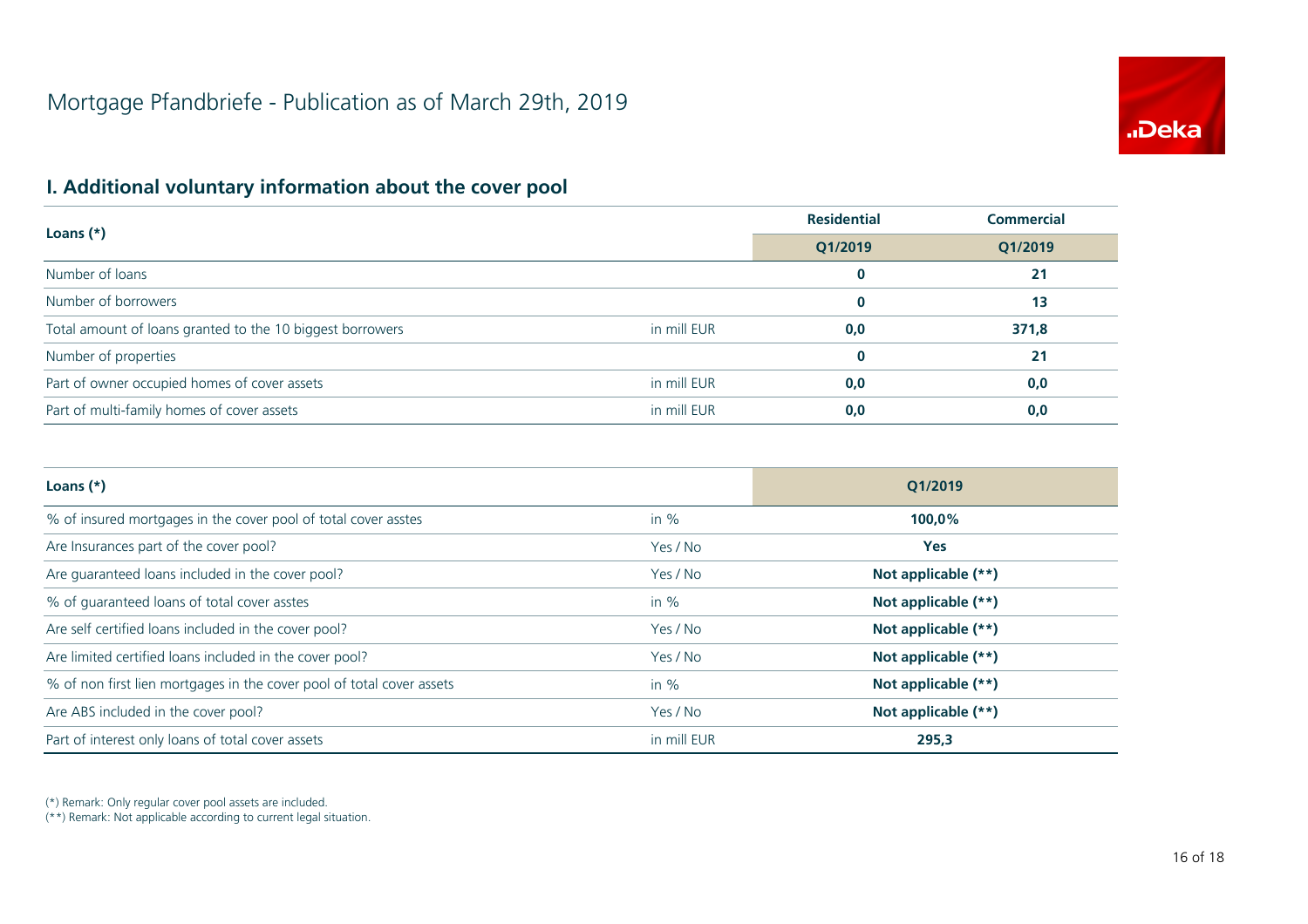# Mortgage Pfandbriefe - Publication as of March 29th, 2019

## I. Additional voluntary information about the cover pool

| Loans (*) | | Residential | Commercial |
|---|---|---|---|
| | | Q1/2019 | Q1/2019 |
| Number of loans | | 0 | 21 |
| Number of borrowers | | 0 | 13 |
| Total amount of loans granted to the 10 biggest borrowers | in mill EUR | 0,0 | 371,8 |
| Number of properties | | 0 | 21 |
| Part of owner occupied homes of cover assets | in mill EUR | 0,0 | 0,0 |
| Part of multi-family homes of cover assets | in mill EUR | 0,0 | 0,0 |

| Loans (*) | | Q1/2019 |
|---|---|---|
| % of insured mortgages in the cover pool of total cover asstes | in % | 100,0% |
| Are Insurances part of the cover pool? | Yes / No | Yes |
| Are guaranteed loans included in the cover pool? | Yes / No | Not applicable (**) |
| % of guaranteed loans of total cover asstes | in % | Not applicable (**) |
| Are self certified loans included in the cover pool? | Yes / No | Not applicable (**) |
| Are limited certified loans included in the cover pool? | Yes / No | Not applicable (**) |
| % of non first lien mortgages in the cover pool of total cover assets | in % | Not applicable (**) |
| Are ABS included in the cover pool? | Yes / No | Not applicable (**) |
| Part of interest only loans of total cover assets | in mill EUR | 295,3 |

(*) Remark: Only regular cover pool assets are included.
(**) Remark: Not applicable according to current legal situation.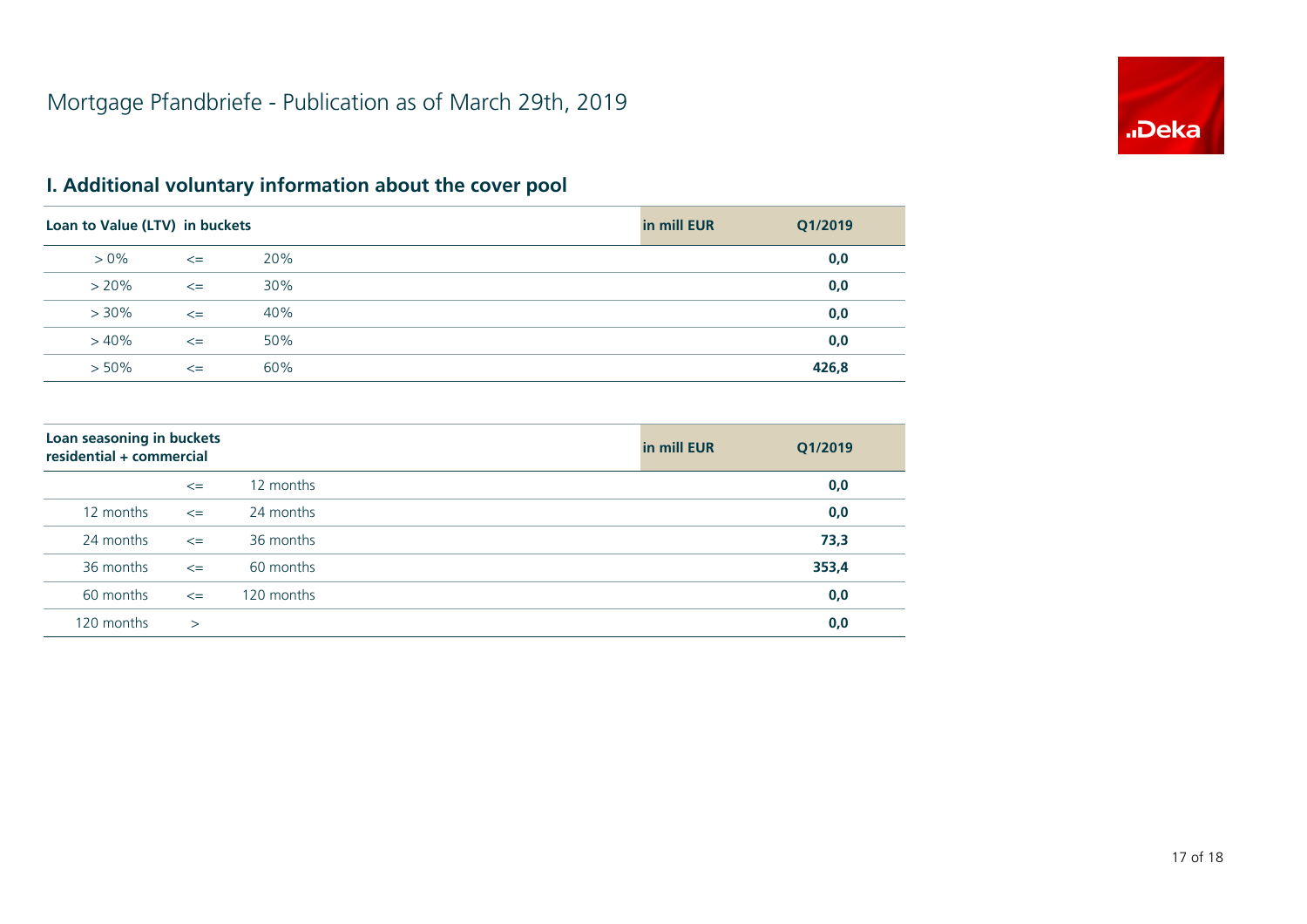# Mortgage Pfandbriefe - Publication as of March 29th, 2019

## I. Additional voluntary information about the cover pool

| Loan to Value (LTV) in buckets | | | in mill EUR | Q1/2019 |
|---|---|---|---|---|
| > 0% | <= | 20% | | **0,0** |
| > 20% | <= | 30% | | **0,0** |
| > 30% | <= | 40% | | **0,0** |
| > 40% | <= | 50% | | **0,0** |
| > 50% | <= | 60% | | **426,8** |

| Loan seasoning in buckets residential + commercial | | | in mill EUR | Q1/2019 |
|---|---|---|---|---|
| | <= | 12 months | | **0,0** |
| 12 months | <= | 24 months | | **0,0** |
| 24 months | <= | 36 months | | **73,3** |
| 36 months | <= | 60 months | | **353,4** |
| 60 months | <= | 120 months | | **0,0** |
| 120 months | > | | | **0,0** |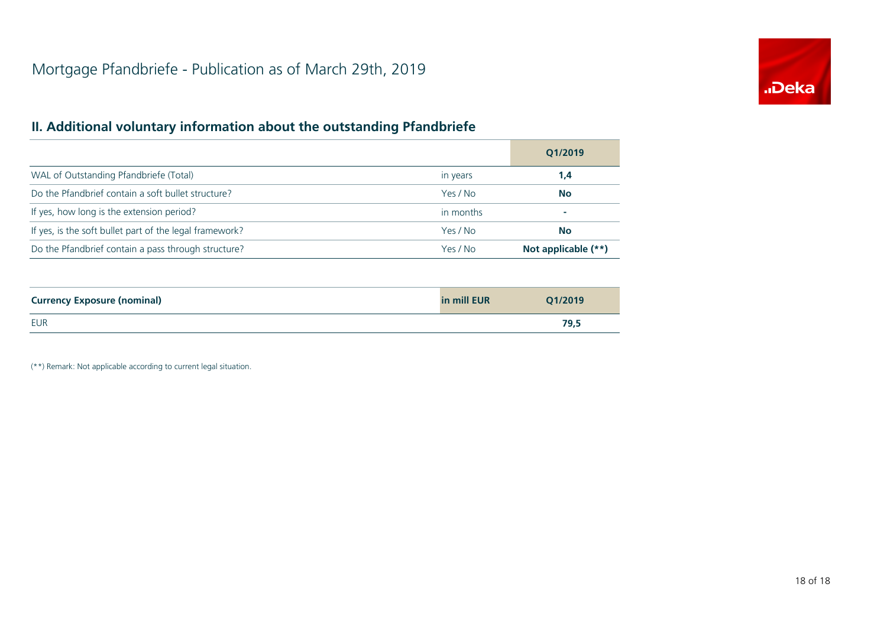# Mortgage Pfandbriefe - Publication as of March 29th, 2019

## II. Additional voluntary information about the outstanding Pfandbriefe

| | | Q1/2019 |
|---|---|---|
| WAL of Outstanding Pfandbriefe (Total) | in years | **1,4** |
| Do the Pfandbrief contain a soft bullet structure? | Yes / No | **No** |
| If yes, how long is the extension period? | in months | - |
| If yes, is the soft bullet part of the legal framework? | Yes / No | **No** |
| Do the Pfandbrief contain a pass through structure? | Yes / No | **Not applicable (**)** |

| **Currency Exposure (nominal)** | **in mill EUR** | **Q1/2019** |
|---|---|---|
| EUR | | **79,5** |

(**) Remark: Not applicable according to current legal situation.